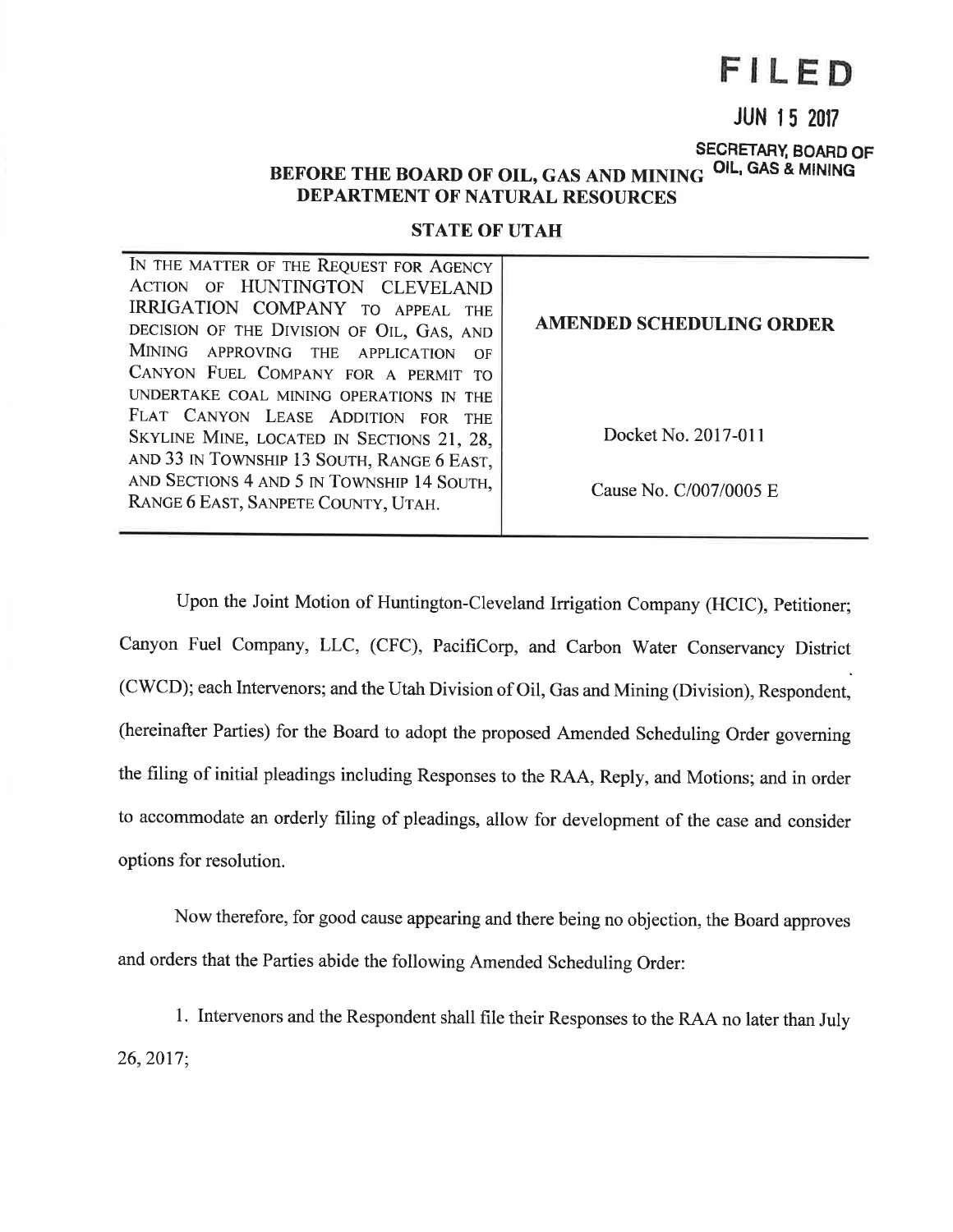**FILED**

**JUN 15 2017**

**SECRETARY, BOARD OF OIL, GAS & MINING**

# BEFORE THE BOARD OF OIL, GAS AND MINING
## DEPARTMENT OF NATURAL RESOURCES
## STATE OF UTAH

| | |
|---|---|
| IN THE MATTER OF THE REQUEST FOR AGENCY ACTION OF HUNTINGTON CLEVELAND IRRIGATION COMPANY TO APPEAL THE DECISION OF THE DIVISION OF OIL, GAS, AND MINING APPROVING THE APPLICATION OF CANYON FUEL COMPANY FOR A PERMIT TO UNDERTAKE COAL MINING OPERATIONS IN THE FLAT CANYON LEASE ADDITION FOR THE SKYLINE MINE, LOCATED IN SECTIONS 21, 28, AND 33 IN TOWNSHIP 13 SOUTH, RANGE 6 EAST, AND SECTIONS 4 AND 5 IN TOWNSHIP 14 SOUTH, RANGE 6 EAST, SANPETE COUNTY, UTAH. | **AMENDED SCHEDULING ORDER**<br><br>Docket No. 2017-011<br><br>Cause No. C/007/0005 E |

Upon the Joint Motion of Huntington-Cleveland Irrigation Company (HCIC), Petitioner; Canyon Fuel Company, LLC, (CFC), PacifiCorp, and Carbon Water Conservancy District (CWCD); each Intervenors; and the Utah Division of Oil, Gas and Mining (Division), Respondent, (hereinafter Parties) for the Board to adopt the proposed Amended Scheduling Order governing the filing of initial pleadings including Responses to the RAA, Reply, and Motions; and in order to accommodate an orderly filing of pleadings, allow for development of the case and consider options for resolution.

Now therefore, for good cause appearing and there being no objection, the Board approves and orders that the Parties abide the following Amended Scheduling Order:

1. Intervenors and the Respondent shall file their Responses to the RAA no later than July 26, 2017;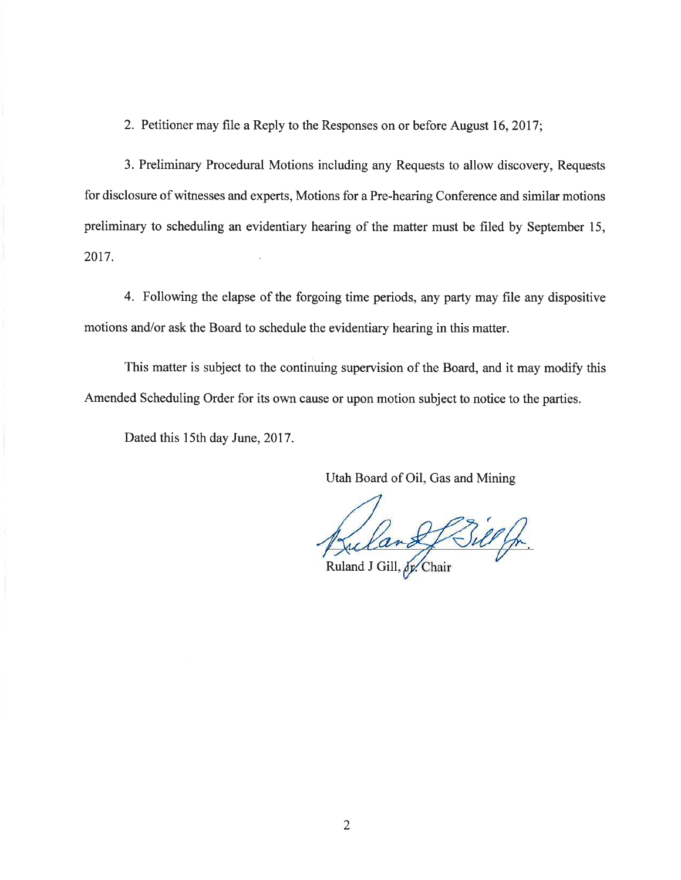2. Petitioner may file a Reply to the Responses on or before August 16, 2017;

3. Preliminary Procedural Motions including any Requests to allow discovery, Requests for disclosure of witnesses and experts, Motions for a Pre-hearing Conference and similar motions preliminary to scheduling an evidentiary hearing of the matter must be filed by September 15, 2017.

4. Following the elapse of the forgoing time periods, any party may file any dispositive motions and/or ask the Board to schedule the evidentiary hearing in this matter.

This matter is subject to the continuing supervision of the Board, and it may modify this Amended Scheduling Order for its own cause or upon motion subject to notice to the parties.

Dated this 15th day June, 2017.

Utah Board of Oil, Gas and Mining

Ruland J Gill, Jr. Chair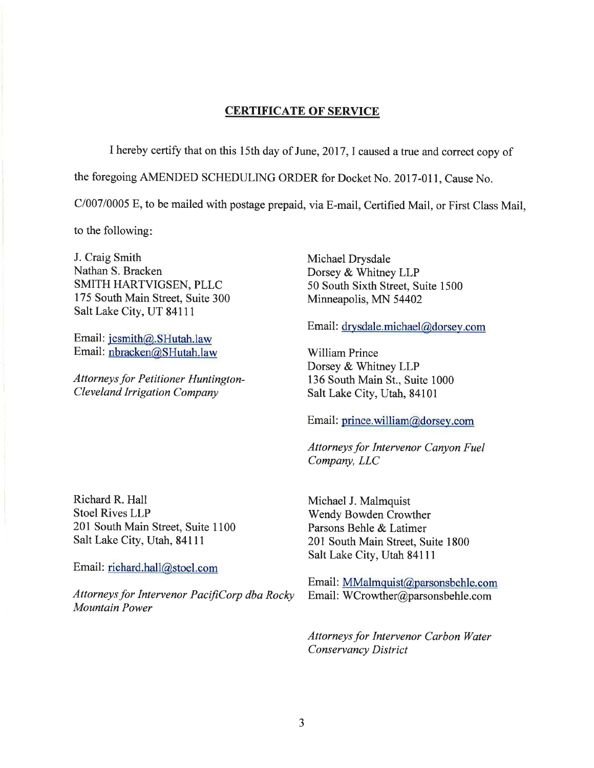## CERTIFICATE OF SERVICE

I hereby certify that on this 15th day of June, 2017, I caused a true and correct copy of the foregoing AMENDED SCHEDULING ORDER for Docket No. 2017-011, Cause No. C/007/0005 E, to be mailed with postage prepaid, via E-mail, Certified Mail, or First Class Mail, to the following:

J. Craig Smith
Nathan S. Bracken
SMITH HARTVIGSEN, PLLC
175 South Main Street, Suite 300
Salt Lake City, UT 84111

Email: jcsmith@.SHutah.law
Email: nbracken@SHutah.law

*Attorneys for Petitioner Huntington-Cleveland Irrigation Company*

Michael Drysdale
Dorsey & Whitney LLP
50 South Sixth Street, Suite 1500
Minneapolis, MN 54402

Email: drysdale.michael@dorsey.com

William Prince
Dorsey & Whitney LLP
136 South Main St., Suite 1000
Salt Lake City, Utah, 84101

Email: prince.william@dorsey.com

*Attorneys for Intervenor Canyon Fuel Company, LLC*

Richard R. Hall
Stoel Rives LLP
201 South Main Street, Suite 1100
Salt Lake City, Utah, 84111

Email: richard.hall@stoel.com

*Attorneys for Intervenor PacifiCorp dba Rocky Mountain Power*

Michael J. Malmquist
Wendy Bowden Crowther
Parsons Behle & Latimer
201 South Main Street, Suite 1800
Salt Lake City, Utah 84111

Email: MMalmquist@parsonsbehle.com
Email: WCrowther@parsonsbehle.com

*Attorneys for Intervenor Carbon Water Conservancy District*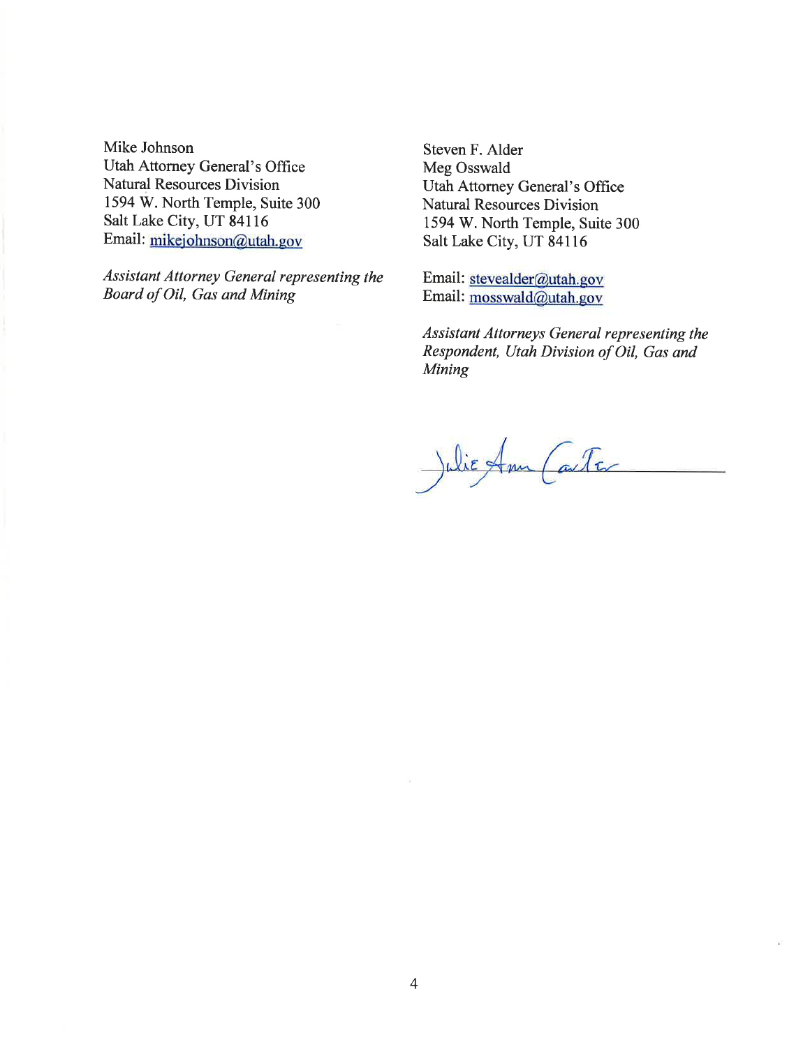Mike Johnson
Utah Attorney General's Office
Natural Resources Division
1594 W. North Temple, Suite 300
Salt Lake City, UT 84116
Email: mikejohnson@utah.gov

*Assistant Attorney General representing the Board of Oil, Gas and Mining*

Steven F. Alder
Meg Osswald
Utah Attorney General's Office
Natural Resources Division
1594 W. North Temple, Suite 300
Salt Lake City, UT 84116

Email: stevealder@utah.gov
Email: mosswald@utah.gov

*Assistant Attorneys General representing the Respondent, Utah Division of Oil, Gas and Mining*

Julie Ann Carter